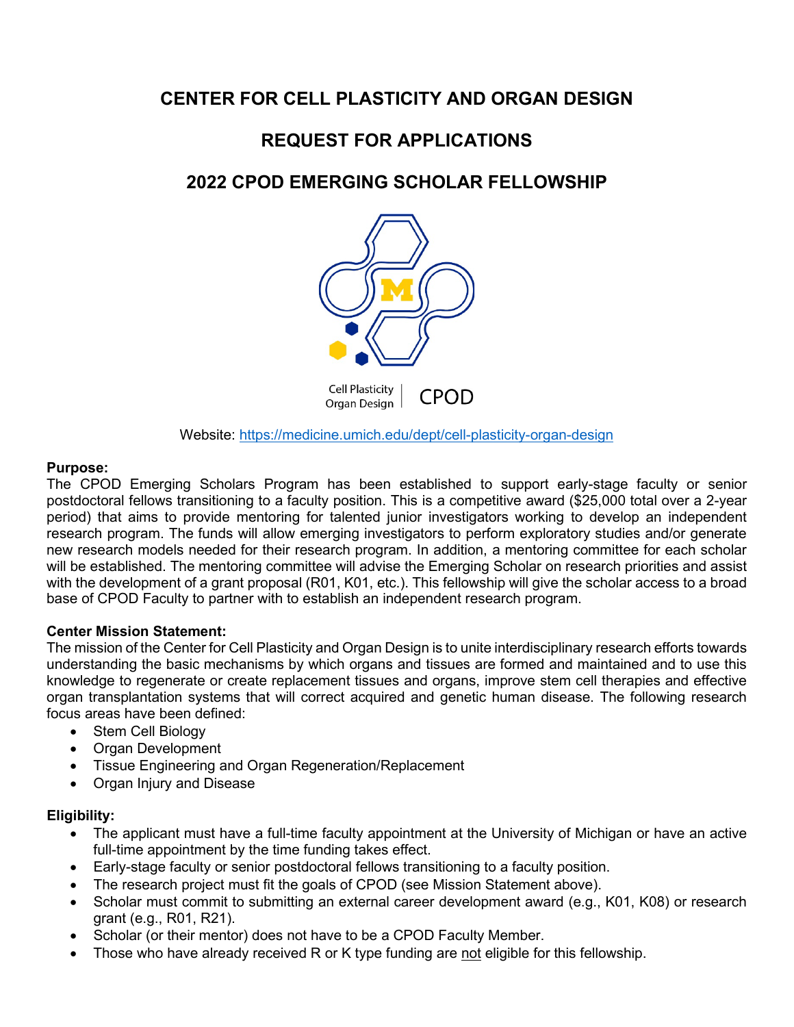# CENTER FOR CELL PLASTICITY AND ORGAN DESIGN

## REQUEST FOR APPLICATIONS

## 2022 CPOD EMERGING SCHOLAR FELLOWSHIP

Cell Plasticity Organ Design | CPOD

Website: https://medicine.umich.edu/dept/cell-plasticity-organ-design

**Purpose:**
The CPOD Emerging Scholars Program has been established to support early-stage faculty or senior postdoctoral fellows transitioning to a faculty position. This is a competitive award ($25,000 total over a 2-year period) that aims to provide mentoring for talented junior investigators working to develop an independent research program. The funds will allow emerging investigators to perform exploratory studies and/or generate new research models needed for their research program. In addition, a mentoring committee for each scholar will be established. The mentoring committee will advise the Emerging Scholar on research priorities and assist with the development of a grant proposal (R01, K01, etc.). This fellowship will give the scholar access to a broad base of CPOD Faculty to partner with to establish an independent research program.

**Center Mission Statement:**
The mission of the Center for Cell Plasticity and Organ Design is to unite interdisciplinary research efforts towards understanding the basic mechanisms by which organs and tissues are formed and maintained and to use this knowledge to regenerate or create replacement tissues and organs, improve stem cell therapies and effective organ transplantation systems that will correct acquired and genetic human disease. The following research focus areas have been defined:

- Stem Cell Biology
- Organ Development
- Tissue Engineering and Organ Regeneration/Replacement
- Organ Injury and Disease

**Eligibility:**

- The applicant must have a full-time faculty appointment at the University of Michigan or have an active full-time appointment by the time funding takes effect.
- Early-stage faculty or senior postdoctoral fellows transitioning to a faculty position.
- The research project must fit the goals of CPOD (see Mission Statement above).
- Scholar must commit to submitting an external career development award (e.g., K01, K08) or research grant (e.g., R01, R21).
- Scholar (or their mentor) does not have to be a CPOD Faculty Member.
- Those who have already received R or K type funding are not eligible for this fellowship.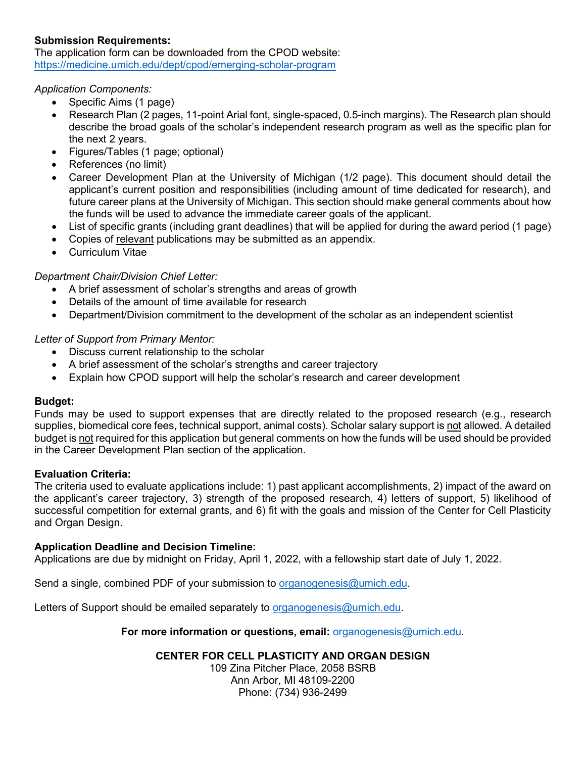**Submission Requirements:**
The application form can be downloaded from the CPOD website:
https://medicine.umich.edu/dept/cpod/emerging-scholar-program

*Application Components:*

- Specific Aims (1 page)
- Research Plan (2 pages, 11-point Arial font, single-spaced, 0.5-inch margins). The Research plan should describe the broad goals of the scholar's independent research program as well as the specific plan for the next 2 years.
- Figures/Tables (1 page; optional)
- References (no limit)
- Career Development Plan at the University of Michigan (1/2 page). This document should detail the applicant's current position and responsibilities (including amount of time dedicated for research), and future career plans at the University of Michigan. This section should make general comments about how the funds will be used to advance the immediate career goals of the applicant.
- List of specific grants (including grant deadlines) that will be applied for during the award period (1 page)
- Copies of relevant publications may be submitted as an appendix.
- Curriculum Vitae

*Department Chair/Division Chief Letter:*

- A brief assessment of scholar's strengths and areas of growth
- Details of the amount of time available for research
- Department/Division commitment to the development of the scholar as an independent scientist

*Letter of Support from Primary Mentor:*

- Discuss current relationship to the scholar
- A brief assessment of the scholar's strengths and career trajectory
- Explain how CPOD support will help the scholar's research and career development

**Budget:**
Funds may be used to support expenses that are directly related to the proposed research (e.g., research supplies, biomedical core fees, technical support, animal costs). Scholar salary support is not allowed. A detailed budget is not required for this application but general comments on how the funds will be used should be provided in the Career Development Plan section of the application.

**Evaluation Criteria:**
The criteria used to evaluate applications include: 1) past applicant accomplishments, 2) impact of the award on the applicant's career trajectory, 3) strength of the proposed research, 4) letters of support, 5) likelihood of successful competition for external grants, and 6) fit with the goals and mission of the Center for Cell Plasticity and Organ Design.

**Application Deadline and Decision Timeline:**
Applications are due by midnight on Friday, April 1, 2022, with a fellowship start date of July 1, 2022.

Send a single, combined PDF of your submission to organogenesis@umich.edu.

Letters of Support should be emailed separately to organogenesis@umich.edu.

**For more information or questions, email:** organogenesis@umich.edu.

**CENTER FOR CELL PLASTICITY AND ORGAN DESIGN**
109 Zina Pitcher Place, 2058 BSRB
Ann Arbor, MI 48109-2200
Phone: (734) 936-2499